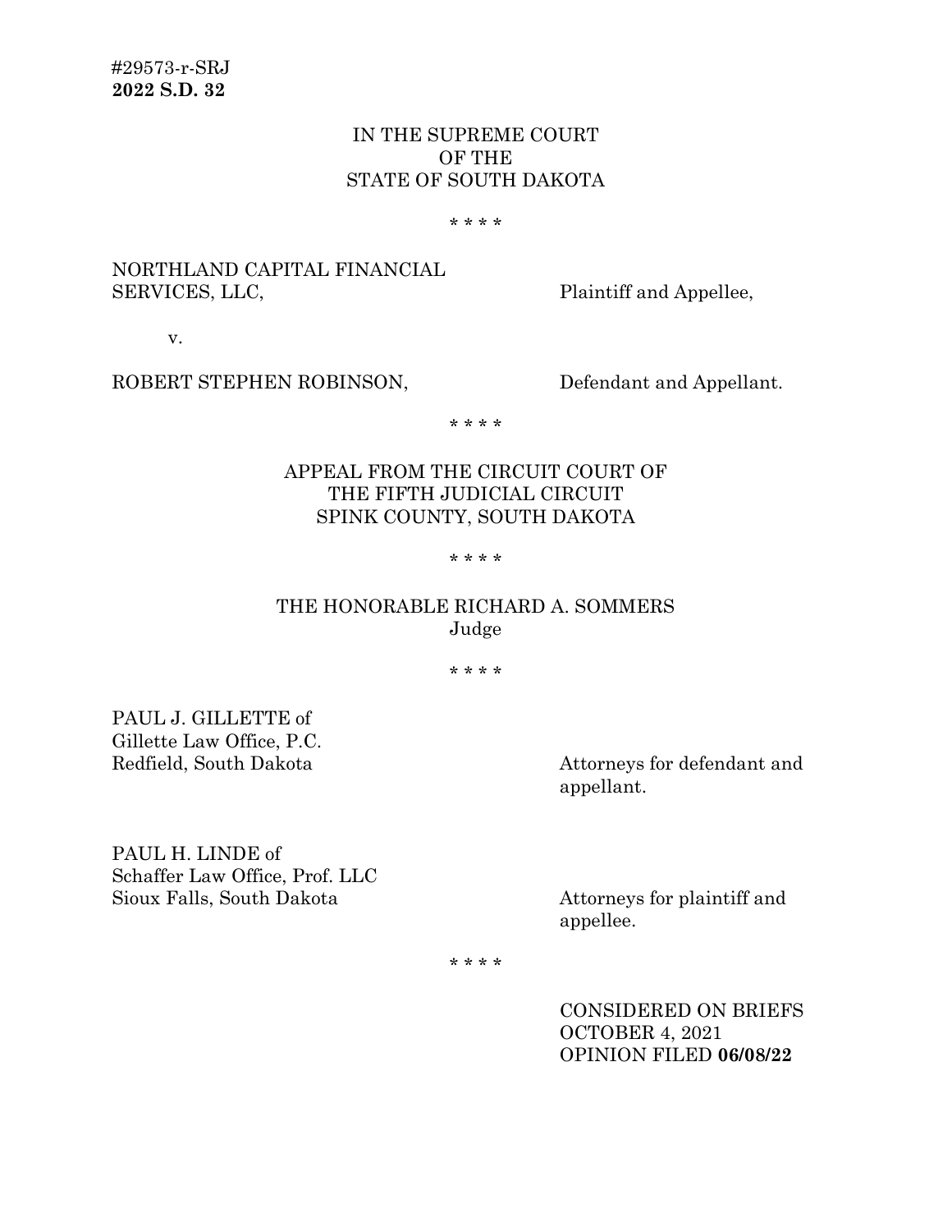#29573-r-SRJ
**2022 S.D. 32**

IN THE SUPREME COURT
OF THE
STATE OF SOUTH DAKOTA

\* \* \* \*

NORTHLAND CAPITAL FINANCIAL SERVICES, LLC, Plaintiff and Appellee,

v.

ROBERT STEPHEN ROBINSON, Defendant and Appellant.

\* \* \* \*

APPEAL FROM THE CIRCUIT COURT OF
THE FIFTH JUDICIAL CIRCUIT
SPINK COUNTY, SOUTH DAKOTA

\* \* \* \*

THE HONORABLE RICHARD A. SOMMERS
Judge

\* \* \* \*

PAUL J. GILLETTE of
Gillette Law Office, P.C.
Redfield, South Dakota

Attorneys for defendant and appellant.

PAUL H. LINDE of
Schaffer Law Office, Prof. LLC
Sioux Falls, South Dakota

Attorneys for plaintiff and appellee.

\* \* \* \*

CONSIDERED ON BRIEFS
OCTOBER 4, 2021
OPINION FILED **06/08/22**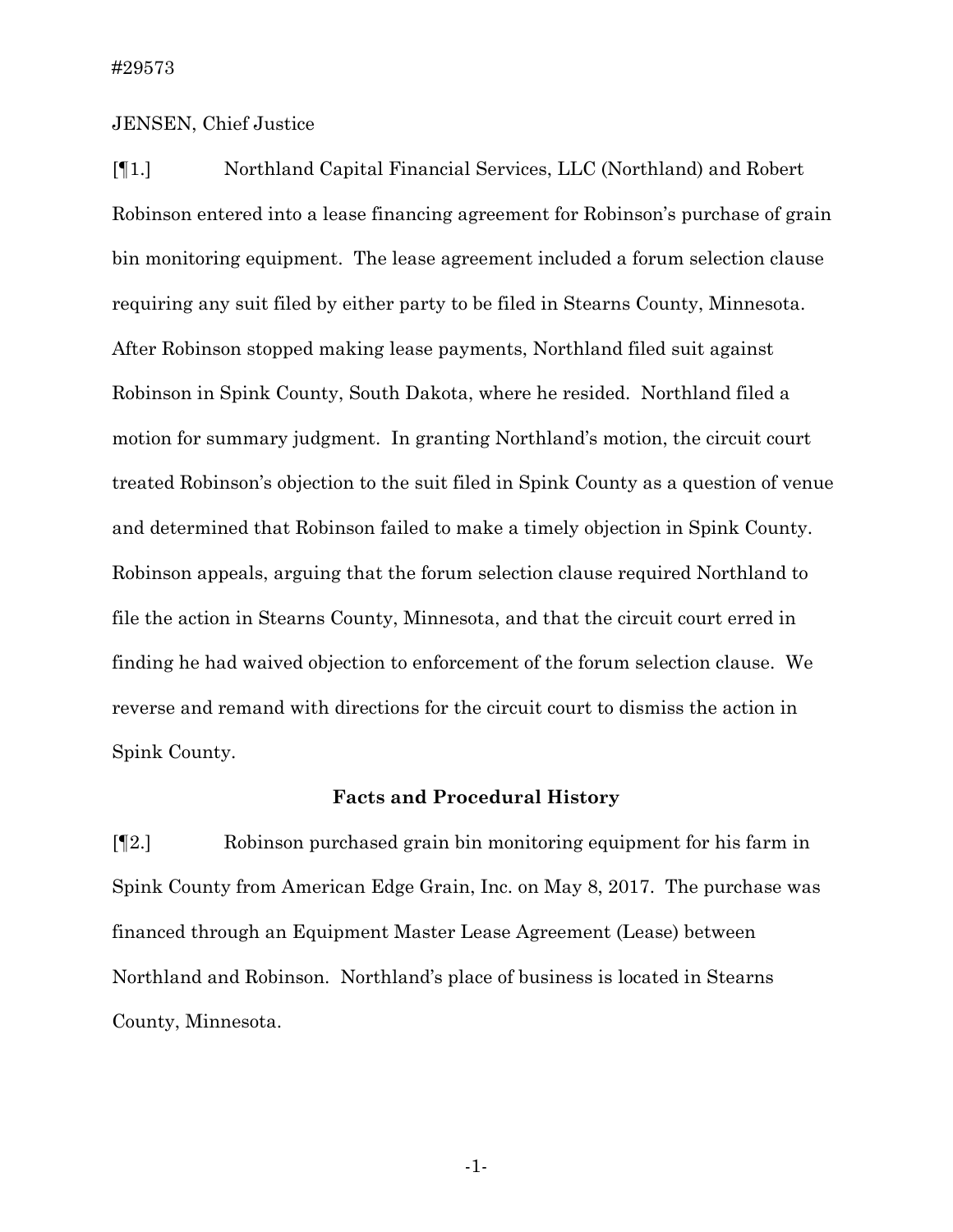#29573

JENSEN, Chief Justice

[¶1.] Northland Capital Financial Services, LLC (Northland) and Robert Robinson entered into a lease financing agreement for Robinson's purchase of grain bin monitoring equipment. The lease agreement included a forum selection clause requiring any suit filed by either party to be filed in Stearns County, Minnesota. After Robinson stopped making lease payments, Northland filed suit against Robinson in Spink County, South Dakota, where he resided. Northland filed a motion for summary judgment. In granting Northland's motion, the circuit court treated Robinson's objection to the suit filed in Spink County as a question of venue and determined that Robinson failed to make a timely objection in Spink County. Robinson appeals, arguing that the forum selection clause required Northland to file the action in Stearns County, Minnesota, and that the circuit court erred in finding he had waived objection to enforcement of the forum selection clause. We reverse and remand with directions for the circuit court to dismiss the action in Spink County.

## Facts and Procedural History

[¶2.] Robinson purchased grain bin monitoring equipment for his farm in Spink County from American Edge Grain, Inc. on May 8, 2017. The purchase was financed through an Equipment Master Lease Agreement (Lease) between Northland and Robinson. Northland's place of business is located in Stearns County, Minnesota.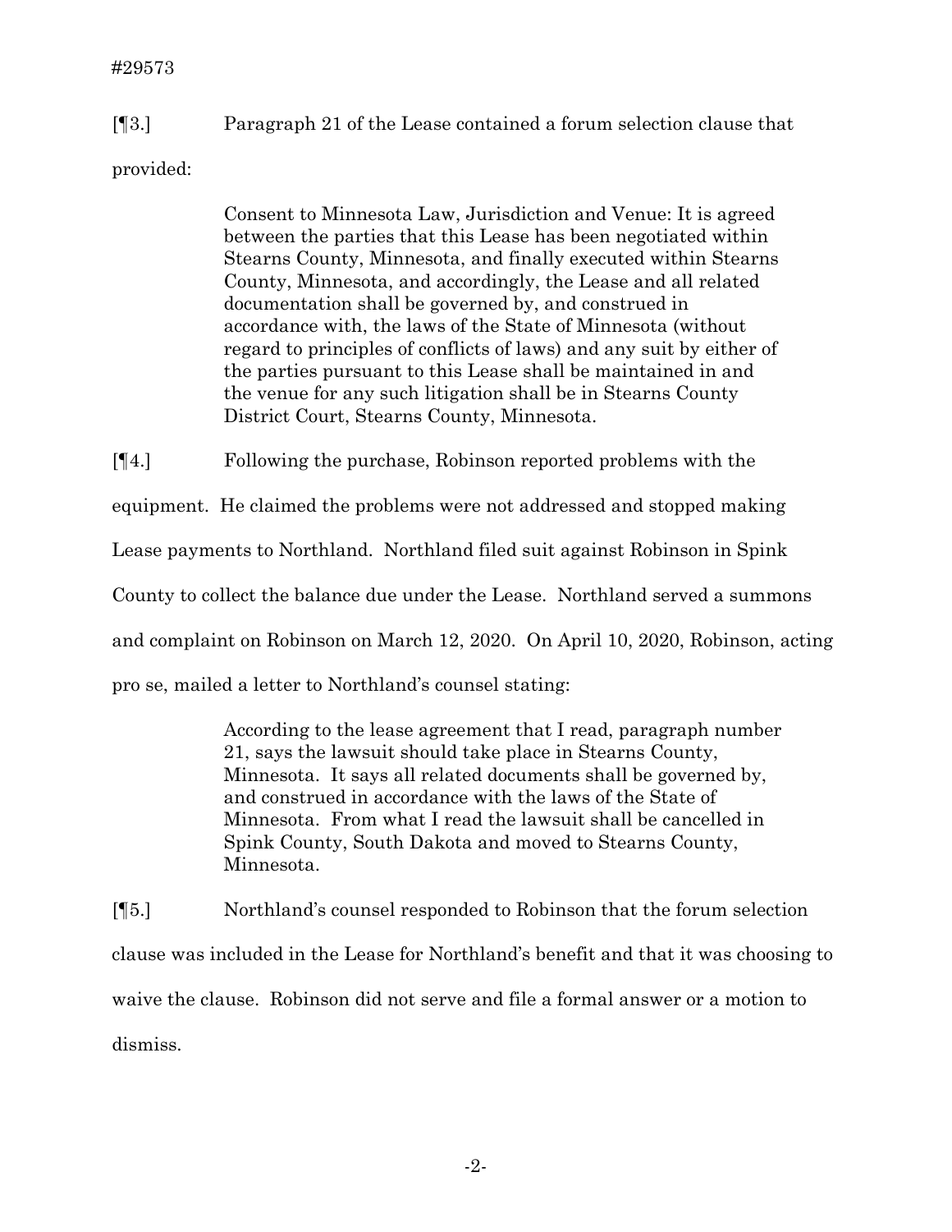[¶3.] Paragraph 21 of the Lease contained a forum selection clause that provided:

> Consent to Minnesota Law, Jurisdiction and Venue: It is agreed between the parties that this Lease has been negotiated within Stearns County, Minnesota, and finally executed within Stearns County, Minnesota, and accordingly, the Lease and all related documentation shall be governed by, and construed in accordance with, the laws of the State of Minnesota (without regard to principles of conflicts of laws) and any suit by either of the parties pursuant to this Lease shall be maintained in and the venue for any such litigation shall be in Stearns County District Court, Stearns County, Minnesota.

[¶4.] Following the purchase, Robinson reported problems with the equipment. He claimed the problems were not addressed and stopped making Lease payments to Northland. Northland filed suit against Robinson in Spink County to collect the balance due under the Lease. Northland served a summons and complaint on Robinson on March 12, 2020. On April 10, 2020, Robinson, acting pro se, mailed a letter to Northland's counsel stating:

> According to the lease agreement that I read, paragraph number 21, says the lawsuit should take place in Stearns County, Minnesota. It says all related documents shall be governed by, and construed in accordance with the laws of the State of Minnesota. From what I read the lawsuit shall be cancelled in Spink County, South Dakota and moved to Stearns County, Minnesota.

[¶5.] Northland's counsel responded to Robinson that the forum selection clause was included in the Lease for Northland's benefit and that it was choosing to waive the clause. Robinson did not serve and file a formal answer or a motion to dismiss.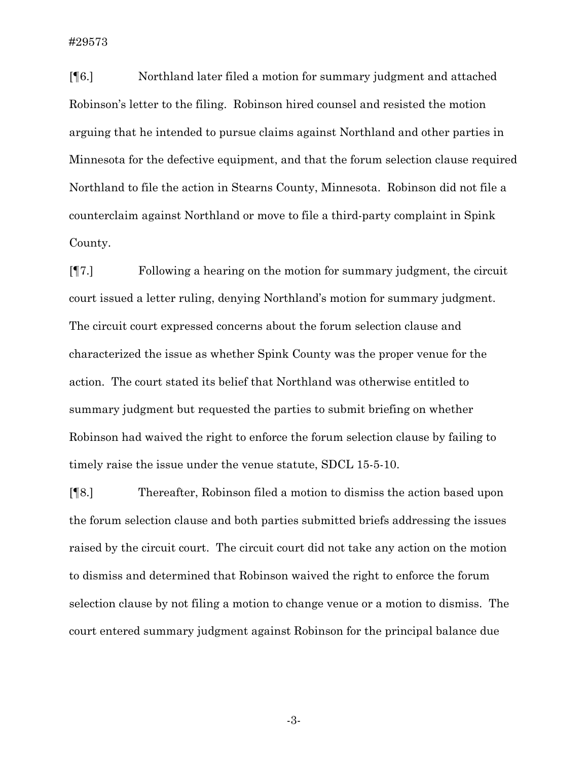[¶6.] Northland later filed a motion for summary judgment and attached Robinson's letter to the filing. Robinson hired counsel and resisted the motion arguing that he intended to pursue claims against Northland and other parties in Minnesota for the defective equipment, and that the forum selection clause required Northland to file the action in Stearns County, Minnesota. Robinson did not file a counterclaim against Northland or move to file a third-party complaint in Spink County.

[¶7.] Following a hearing on the motion for summary judgment, the circuit court issued a letter ruling, denying Northland's motion for summary judgment. The circuit court expressed concerns about the forum selection clause and characterized the issue as whether Spink County was the proper venue for the action. The court stated its belief that Northland was otherwise entitled to summary judgment but requested the parties to submit briefing on whether Robinson had waived the right to enforce the forum selection clause by failing to timely raise the issue under the venue statute, SDCL 15-5-10.

[¶8.] Thereafter, Robinson filed a motion to dismiss the action based upon the forum selection clause and both parties submitted briefs addressing the issues raised by the circuit court. The circuit court did not take any action on the motion to dismiss and determined that Robinson waived the right to enforce the forum selection clause by not filing a motion to change venue or a motion to dismiss. The court entered summary judgment against Robinson for the principal balance due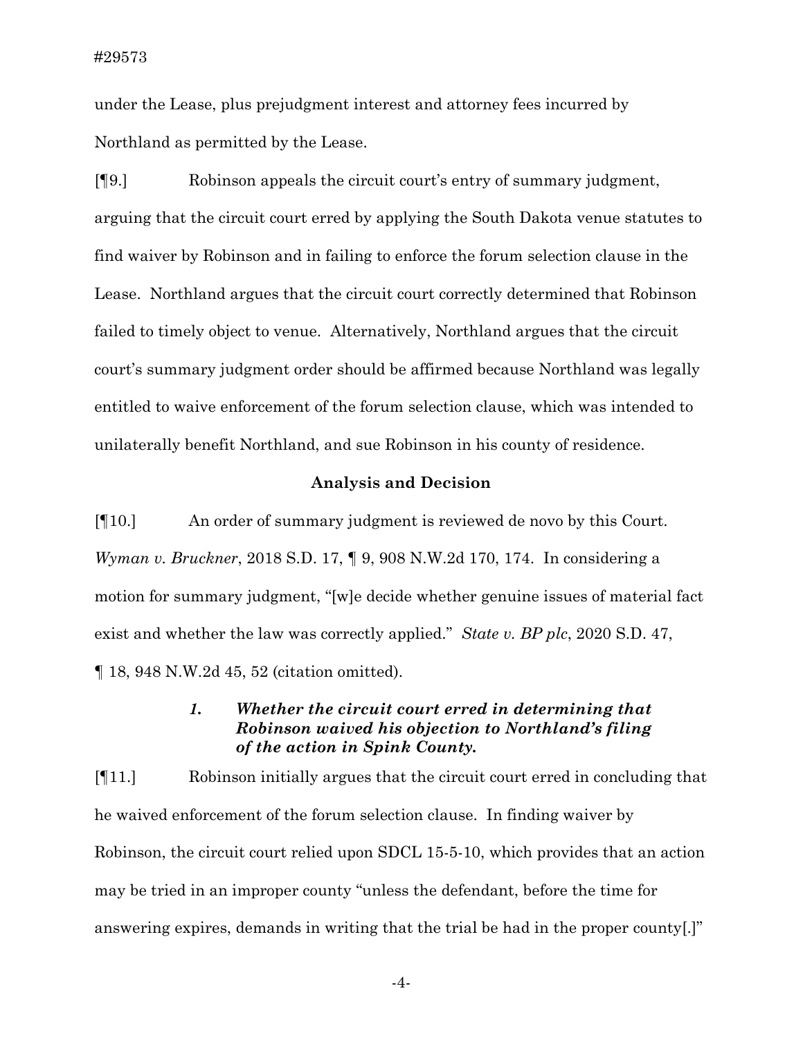under the Lease, plus prejudgment interest and attorney fees incurred by Northland as permitted by the Lease.

[¶9.] Robinson appeals the circuit court's entry of summary judgment, arguing that the circuit court erred by applying the South Dakota venue statutes to find waiver by Robinson and in failing to enforce the forum selection clause in the Lease. Northland argues that the circuit court correctly determined that Robinson failed to timely object to venue. Alternatively, Northland argues that the circuit court's summary judgment order should be affirmed because Northland was legally entitled to waive enforcement of the forum selection clause, which was intended to unilaterally benefit Northland, and sue Robinson in his county of residence.

## Analysis and Decision

[¶10.] An order of summary judgment is reviewed de novo by this Court. *Wyman v. Bruckner*, 2018 S.D. 17, ¶ 9, 908 N.W.2d 170, 174. In considering a motion for summary judgment, "[w]e decide whether genuine issues of material fact exist and whether the law was correctly applied." *State v. BP plc*, 2020 S.D. 47, ¶ 18, 948 N.W.2d 45, 52 (citation omitted).

### *1. Whether the circuit court erred in determining that Robinson waived his objection to Northland's filing of the action in Spink County.*

[¶11.] Robinson initially argues that the circuit court erred in concluding that he waived enforcement of the forum selection clause. In finding waiver by Robinson, the circuit court relied upon SDCL 15-5-10, which provides that an action may be tried in an improper county "unless the defendant, before the time for answering expires, demands in writing that the trial be had in the proper county[.]"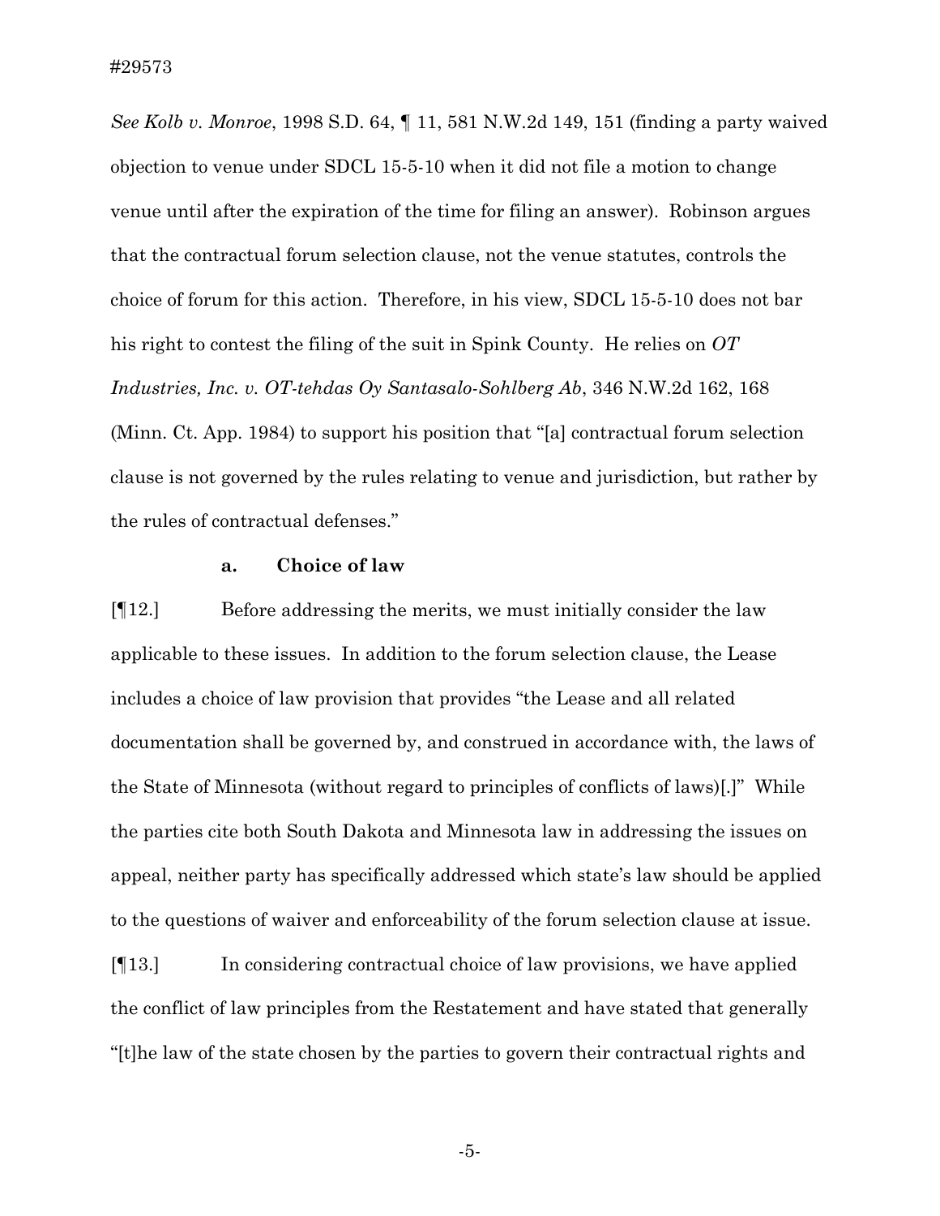*See Kolb v. Monroe*, 1998 S.D. 64, ¶ 11, 581 N.W.2d 149, 151 (finding a party waived objection to venue under SDCL 15-5-10 when it did not file a motion to change venue until after the expiration of the time for filing an answer). Robinson argues that the contractual forum selection clause, not the venue statutes, controls the choice of forum for this action. Therefore, in his view, SDCL 15-5-10 does not bar his right to contest the filing of the suit in Spink County. He relies on *OT Industries, Inc. v. OT-tehdas Oy Santasalo-Sohlberg Ab*, 346 N.W.2d 162, 168 (Minn. Ct. App. 1984) to support his position that "[a] contractual forum selection clause is not governed by the rules relating to venue and jurisdiction, but rather by the rules of contractual defenses."

**a. Choice of law**

[¶12.] Before addressing the merits, we must initially consider the law applicable to these issues. In addition to the forum selection clause, the Lease includes a choice of law provision that provides "the Lease and all related documentation shall be governed by, and construed in accordance with, the laws of the State of Minnesota (without regard to principles of conflicts of laws)[.]" While the parties cite both South Dakota and Minnesota law in addressing the issues on appeal, neither party has specifically addressed which state's law should be applied to the questions of waiver and enforceability of the forum selection clause at issue.

[¶13.] In considering contractual choice of law provisions, we have applied the conflict of law principles from the Restatement and have stated that generally "[t]he law of the state chosen by the parties to govern their contractual rights and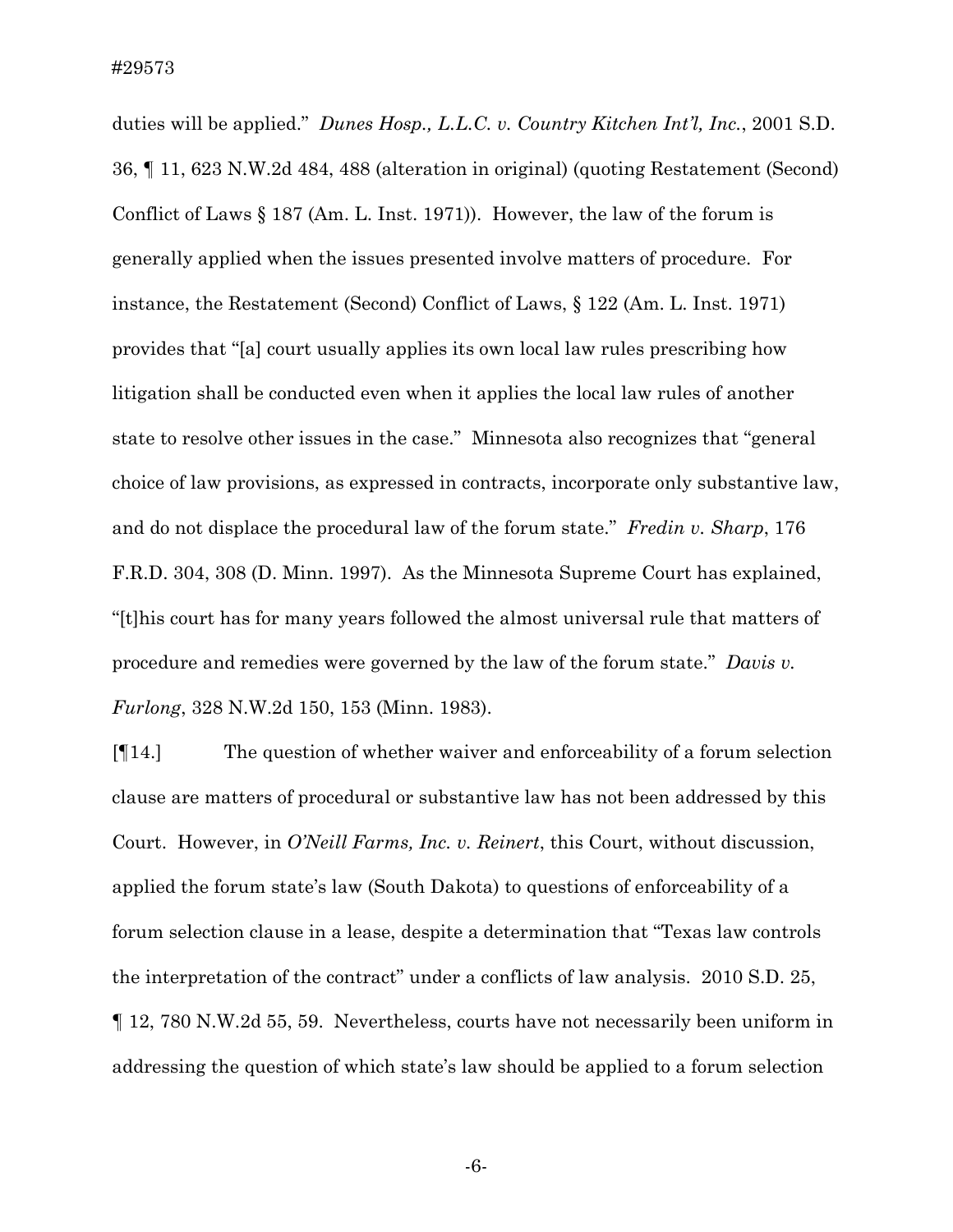duties will be applied." *Dunes Hosp., L.L.C. v. Country Kitchen Int'l, Inc.*, 2001 S.D. 36, ¶ 11, 623 N.W.2d 484, 488 (alteration in original) (quoting Restatement (Second) Conflict of Laws § 187 (Am. L. Inst. 1971)). However, the law of the forum is generally applied when the issues presented involve matters of procedure. For instance, the Restatement (Second) Conflict of Laws, § 122 (Am. L. Inst. 1971) provides that "[a] court usually applies its own local law rules prescribing how litigation shall be conducted even when it applies the local law rules of another state to resolve other issues in the case." Minnesota also recognizes that "general choice of law provisions, as expressed in contracts, incorporate only substantive law, and do not displace the procedural law of the forum state." *Fredin v. Sharp*, 176 F.R.D. 304, 308 (D. Minn. 1997). As the Minnesota Supreme Court has explained, "[t]his court has for many years followed the almost universal rule that matters of procedure and remedies were governed by the law of the forum state." *Davis v. Furlong*, 328 N.W.2d 150, 153 (Minn. 1983).

[¶14.] The question of whether waiver and enforceability of a forum selection clause are matters of procedural or substantive law has not been addressed by this Court. However, in *O'Neill Farms, Inc. v. Reinert*, this Court, without discussion, applied the forum state's law (South Dakota) to questions of enforceability of a forum selection clause in a lease, despite a determination that "Texas law controls the interpretation of the contract" under a conflicts of law analysis. 2010 S.D. 25, ¶ 12, 780 N.W.2d 55, 59. Nevertheless, courts have not necessarily been uniform in addressing the question of which state's law should be applied to a forum selection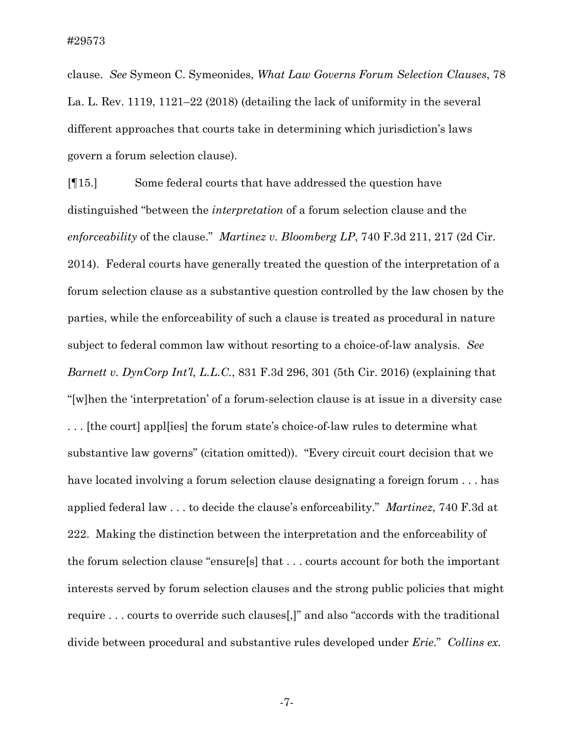clause. *See* Symeon C. Symeonides, *What Law Governs Forum Selection Clauses*, 78 La. L. Rev. 1119, 1121–22 (2018) (detailing the lack of uniformity in the several different approaches that courts take in determining which jurisdiction's laws govern a forum selection clause).

[¶15.] Some federal courts that have addressed the question have distinguished "between the *interpretation* of a forum selection clause and the *enforceability* of the clause." *Martinez v. Bloomberg LP*, 740 F.3d 211, 217 (2d Cir. 2014). Federal courts have generally treated the question of the interpretation of a forum selection clause as a substantive question controlled by the law chosen by the parties, while the enforceability of such a clause is treated as procedural in nature subject to federal common law without resorting to a choice-of-law analysis. *See Barnett v. DynCorp Int'l, L.L.C.*, 831 F.3d 296, 301 (5th Cir. 2016) (explaining that "[w]hen the 'interpretation' of a forum-selection clause is at issue in a diversity case . . . [the court] appl[ies] the forum state's choice-of-law rules to determine what substantive law governs" (citation omitted)). "Every circuit court decision that we have located involving a forum selection clause designating a foreign forum . . . has applied federal law . . . to decide the clause's enforceability." *Martinez*, 740 F.3d at 222. Making the distinction between the interpretation and the enforceability of the forum selection clause "ensure[s] that . . . courts account for both the important interests served by forum selection clauses and the strong public policies that might require . . . courts to override such clauses[,]" and also "accords with the traditional divide between procedural and substantive rules developed under *Erie*." *Collins ex.*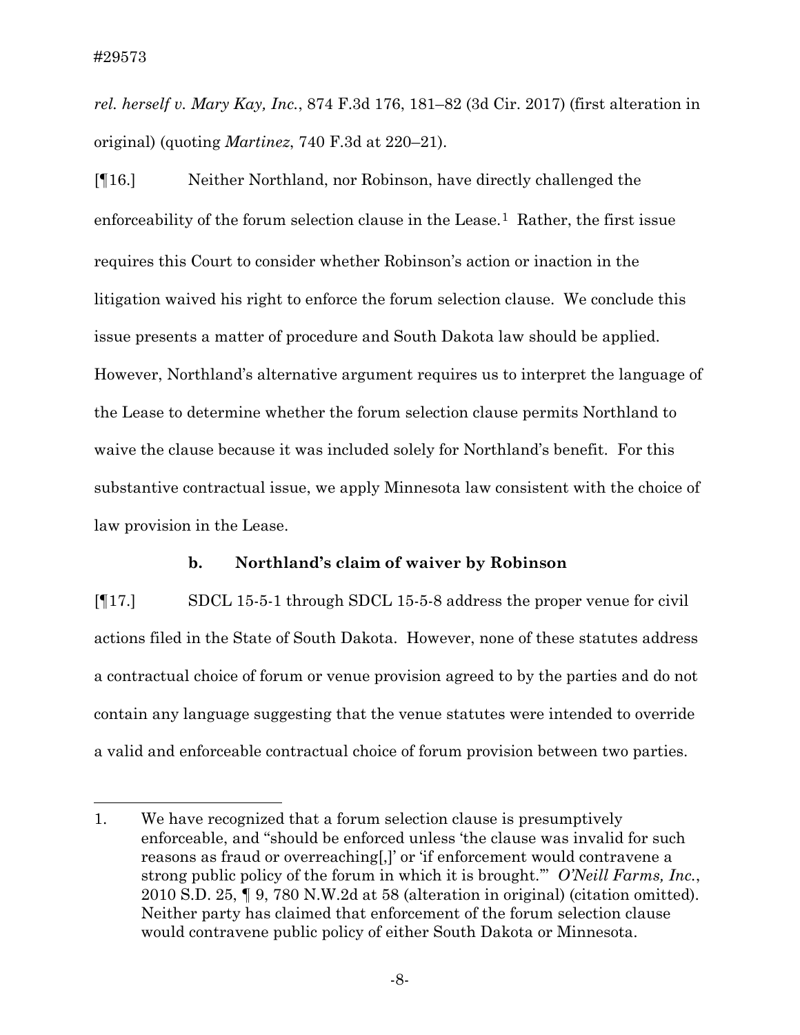*rel. herself v. Mary Kay, Inc.*, 874 F.3d 176, 181–82 (3d Cir. 2017) (first alteration in original) (quoting *Martinez*, 740 F.3d at 220–21).

[¶16.] Neither Northland, nor Robinson, have directly challenged the enforceability of the forum selection clause in the Lease.[1] Rather, the first issue requires this Court to consider whether Robinson's action or inaction in the litigation waived his right to enforce the forum selection clause. We conclude this issue presents a matter of procedure and South Dakota law should be applied. However, Northland's alternative argument requires us to interpret the language of the Lease to determine whether the forum selection clause permits Northland to waive the clause because it was included solely for Northland's benefit. For this substantive contractual issue, we apply Minnesota law consistent with the choice of law provision in the Lease.

**b. Northland's claim of waiver by Robinson**

[¶17.] SDCL 15-5-1 through SDCL 15-5-8 address the proper venue for civil actions filed in the State of South Dakota. However, none of these statutes address a contractual choice of forum or venue provision agreed to by the parties and do not contain any language suggesting that the venue statutes were intended to override a valid and enforceable contractual choice of forum provision between two parties.

---

1. We have recognized that a forum selection clause is presumptively enforceable, and "should be enforced unless 'the clause was invalid for such reasons as fraud or overreaching[,]' or 'if enforcement would contravene a strong public policy of the forum in which it is brought.'" *O'Neill Farms, Inc.*, 2010 S.D. 25, ¶ 9, 780 N.W.2d at 58 (alteration in original) (citation omitted). Neither party has claimed that enforcement of the forum selection clause would contravene public policy of either South Dakota or Minnesota.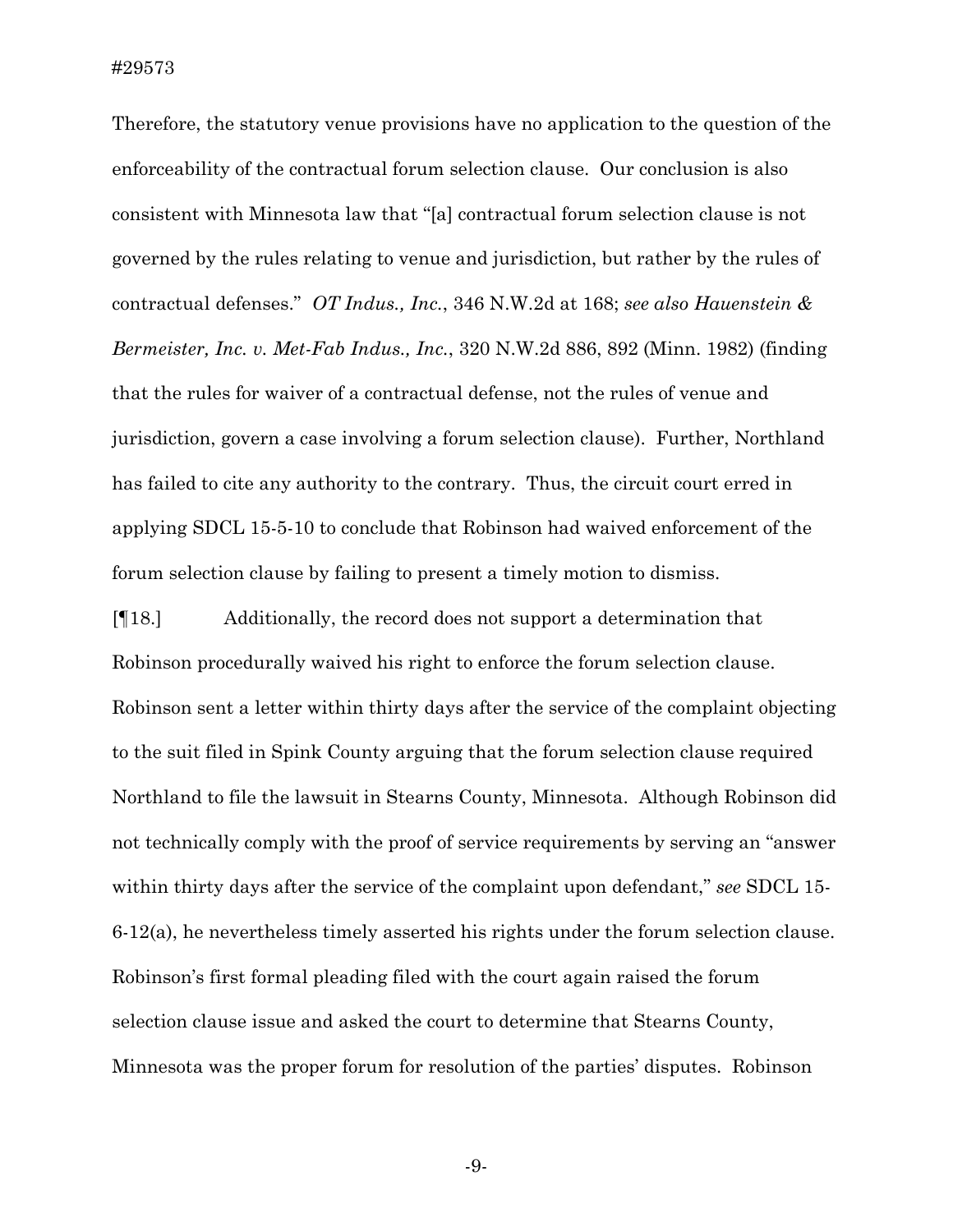Therefore, the statutory venue provisions have no application to the question of the enforceability of the contractual forum selection clause. Our conclusion is also consistent with Minnesota law that "[a] contractual forum selection clause is not governed by the rules relating to venue and jurisdiction, but rather by the rules of contractual defenses." *OT Indus., Inc.*, 346 N.W.2d at 168; *see also Hauenstein & Bermeister, Inc. v. Met-Fab Indus., Inc.*, 320 N.W.2d 886, 892 (Minn. 1982) (finding that the rules for waiver of a contractual defense, not the rules of venue and jurisdiction, govern a case involving a forum selection clause). Further, Northland has failed to cite any authority to the contrary. Thus, the circuit court erred in applying SDCL 15-5-10 to conclude that Robinson had waived enforcement of the forum selection clause by failing to present a timely motion to dismiss.

[¶18.] Additionally, the record does not support a determination that Robinson procedurally waived his right to enforce the forum selection clause. Robinson sent a letter within thirty days after the service of the complaint objecting to the suit filed in Spink County arguing that the forum selection clause required Northland to file the lawsuit in Stearns County, Minnesota. Although Robinson did not technically comply with the proof of service requirements by serving an "answer within thirty days after the service of the complaint upon defendant," *see* SDCL 15-6-12(a), he nevertheless timely asserted his rights under the forum selection clause. Robinson's first formal pleading filed with the court again raised the forum selection clause issue and asked the court to determine that Stearns County, Minnesota was the proper forum for resolution of the parties' disputes. Robinson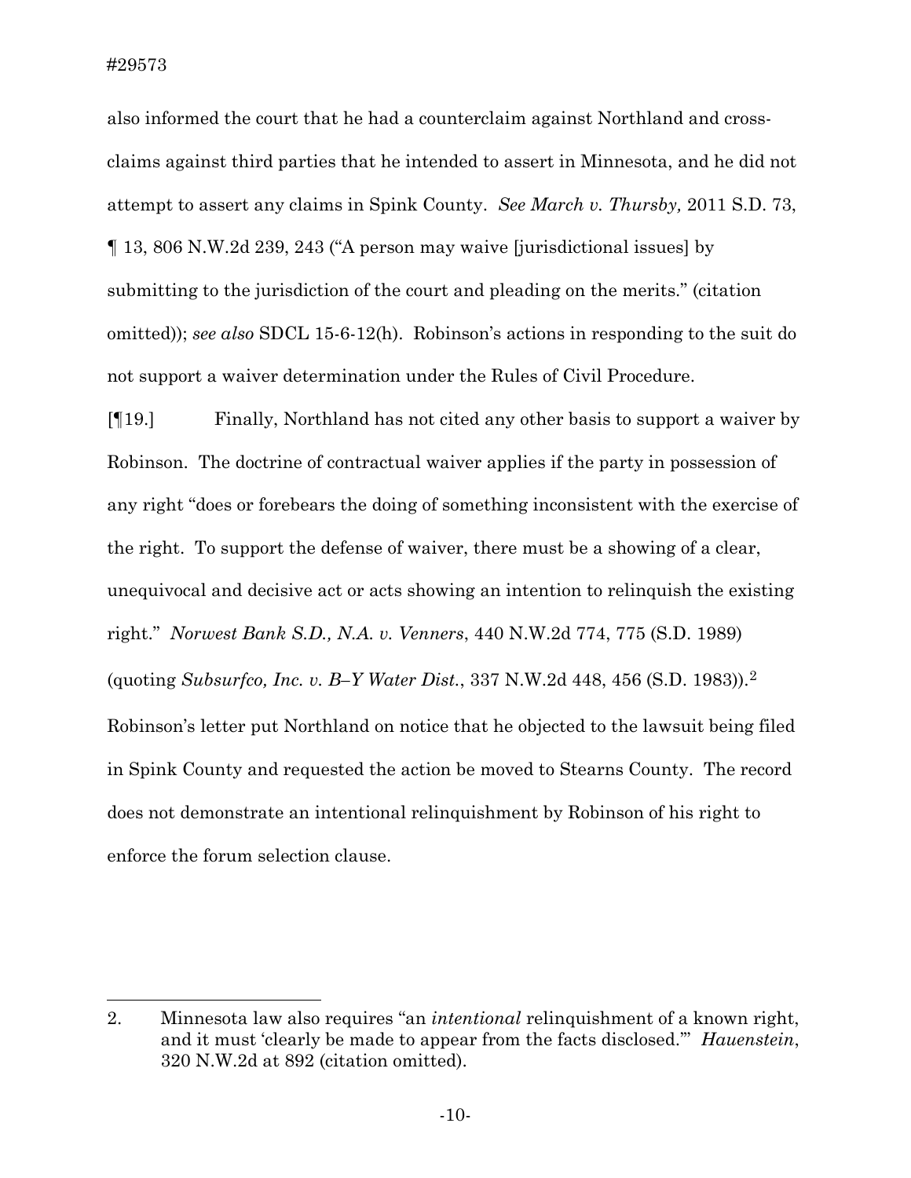also informed the court that he had a counterclaim against Northland and cross-claims against third parties that he intended to assert in Minnesota, and he did not attempt to assert any claims in Spink County. *See March v. Thursby,* 2011 S.D. 73, ¶ 13, 806 N.W.2d 239, 243 ("A person may waive [jurisdictional issues] by submitting to the jurisdiction of the court and pleading on the merits." (citation omitted)); *see also* SDCL 15-6-12(h). Robinson's actions in responding to the suit do not support a waiver determination under the Rules of Civil Procedure.

[¶19.] Finally, Northland has not cited any other basis to support a waiver by Robinson. The doctrine of contractual waiver applies if the party in possession of any right "does or forebears the doing of something inconsistent with the exercise of the right. To support the defense of waiver, there must be a showing of a clear, unequivocal and decisive act or acts showing an intention to relinquish the existing right." *Norwest Bank S.D., N.A. v. Venners*, 440 N.W.2d 774, 775 (S.D. 1989) (quoting *Subsurfco, Inc. v. B–Y Water Dist.*, 337 N.W.2d 448, 456 (S.D. 1983)).[2] Robinson's letter put Northland on notice that he objected to the lawsuit being filed in Spink County and requested the action be moved to Stearns County. The record does not demonstrate an intentional relinquishment by Robinson of his right to enforce the forum selection clause.

---

2. Minnesota law also requires "an *intentional* relinquishment of a known right, and it must 'clearly be made to appear from the facts disclosed.'" *Hauenstein*, 320 N.W.2d at 892 (citation omitted).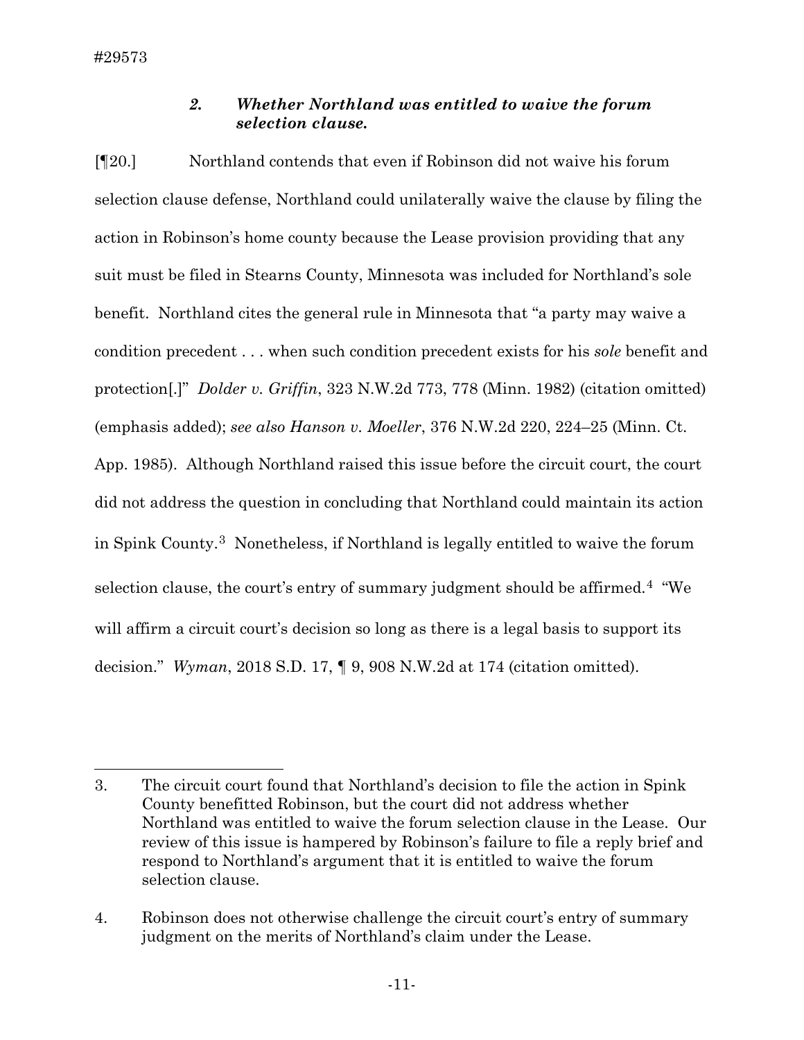### *2. Whether Northland was entitled to waive the forum selection clause.*

[¶20.] Northland contends that even if Robinson did not waive his forum selection clause defense, Northland could unilaterally waive the clause by filing the action in Robinson's home county because the Lease provision providing that any suit must be filed in Stearns County, Minnesota was included for Northland's sole benefit. Northland cites the general rule in Minnesota that "a party may waive a condition precedent . . . when such condition precedent exists for his *sole* benefit and protection[.]" *Dolder v. Griffin*, 323 N.W.2d 773, 778 (Minn. 1982) (citation omitted) (emphasis added); *see also Hanson v. Moeller*, 376 N.W.2d 220, 224–25 (Minn. Ct. App. 1985). Although Northland raised this issue before the circuit court, the court did not address the question in concluding that Northland could maintain its action in Spink County.[3] Nonetheless, if Northland is legally entitled to waive the forum selection clause, the court's entry of summary judgment should be affirmed.[4] "We will affirm a circuit court's decision so long as there is a legal basis to support its decision." *Wyman*, 2018 S.D. 17, ¶ 9, 908 N.W.2d at 174 (citation omitted).

---

3. The circuit court found that Northland's decision to file the action in Spink County benefitted Robinson, but the court did not address whether Northland was entitled to waive the forum selection clause in the Lease. Our review of this issue is hampered by Robinson's failure to file a reply brief and respond to Northland's argument that it is entitled to waive the forum selection clause.

4. Robinson does not otherwise challenge the circuit court's entry of summary judgment on the merits of Northland's claim under the Lease.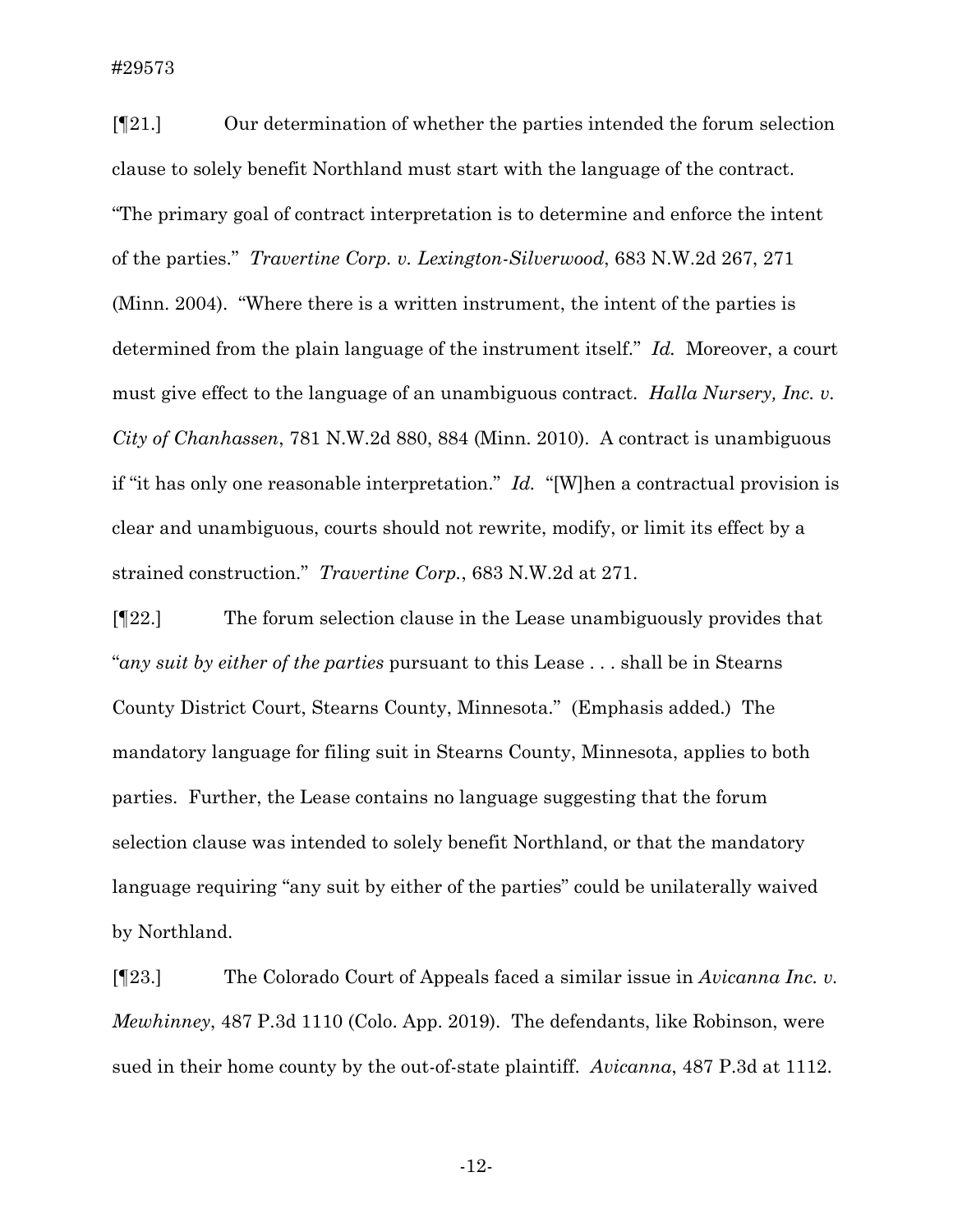[¶21.] Our determination of whether the parties intended the forum selection clause to solely benefit Northland must start with the language of the contract. "The primary goal of contract interpretation is to determine and enforce the intent of the parties." *Travertine Corp. v. Lexington-Silverwood*, 683 N.W.2d 267, 271 (Minn. 2004). "Where there is a written instrument, the intent of the parties is determined from the plain language of the instrument itself." *Id.* Moreover, a court must give effect to the language of an unambiguous contract. *Halla Nursery, Inc. v. City of Chanhassen*, 781 N.W.2d 880, 884 (Minn. 2010). A contract is unambiguous if "it has only one reasonable interpretation." *Id.* "[W]hen a contractual provision is clear and unambiguous, courts should not rewrite, modify, or limit its effect by a strained construction." *Travertine Corp.*, 683 N.W.2d at 271.

[¶22.] The forum selection clause in the Lease unambiguously provides that "*any suit by either of the parties* pursuant to this Lease . . . shall be in Stearns County District Court, Stearns County, Minnesota." (Emphasis added.) The mandatory language for filing suit in Stearns County, Minnesota, applies to both parties. Further, the Lease contains no language suggesting that the forum selection clause was intended to solely benefit Northland, or that the mandatory language requiring "any suit by either of the parties" could be unilaterally waived by Northland.

[¶23.] The Colorado Court of Appeals faced a similar issue in *Avicanna Inc. v. Mewhinney*, 487 P.3d 1110 (Colo. App. 2019). The defendants, like Robinson, were sued in their home county by the out-of-state plaintiff. *Avicanna*, 487 P.3d at 1112.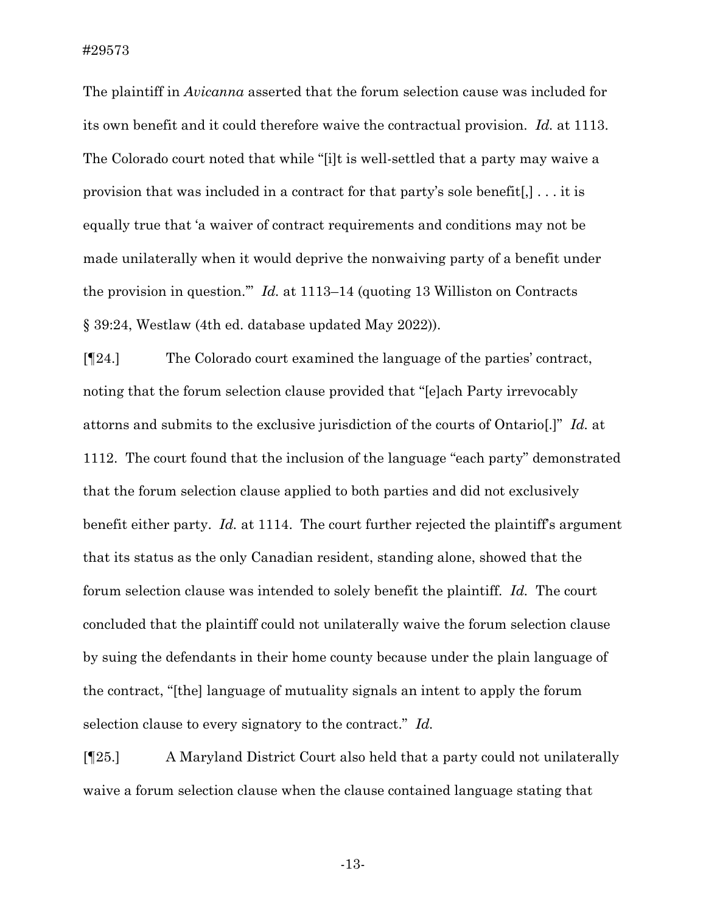The plaintiff in *Avicanna* asserted that the forum selection cause was included for its own benefit and it could therefore waive the contractual provision. *Id.* at 1113. The Colorado court noted that while "[i]t is well-settled that a party may waive a provision that was included in a contract for that party's sole benefit[,] . . . it is equally true that 'a waiver of contract requirements and conditions may not be made unilaterally when it would deprive the nonwaiving party of a benefit under the provision in question.'" *Id.* at 1113–14 (quoting 13 Williston on Contracts § 39:24, Westlaw (4th ed. database updated May 2022)).

[¶24.] The Colorado court examined the language of the parties' contract, noting that the forum selection clause provided that "[e]ach Party irrevocably attorns and submits to the exclusive jurisdiction of the courts of Ontario[.]" *Id.* at 1112. The court found that the inclusion of the language "each party" demonstrated that the forum selection clause applied to both parties and did not exclusively benefit either party. *Id.* at 1114. The court further rejected the plaintiff's argument that its status as the only Canadian resident, standing alone, showed that the forum selection clause was intended to solely benefit the plaintiff. *Id.* The court concluded that the plaintiff could not unilaterally waive the forum selection clause by suing the defendants in their home county because under the plain language of the contract, "[the] language of mutuality signals an intent to apply the forum selection clause to every signatory to the contract." *Id.*

[¶25.] A Maryland District Court also held that a party could not unilaterally waive a forum selection clause when the clause contained language stating that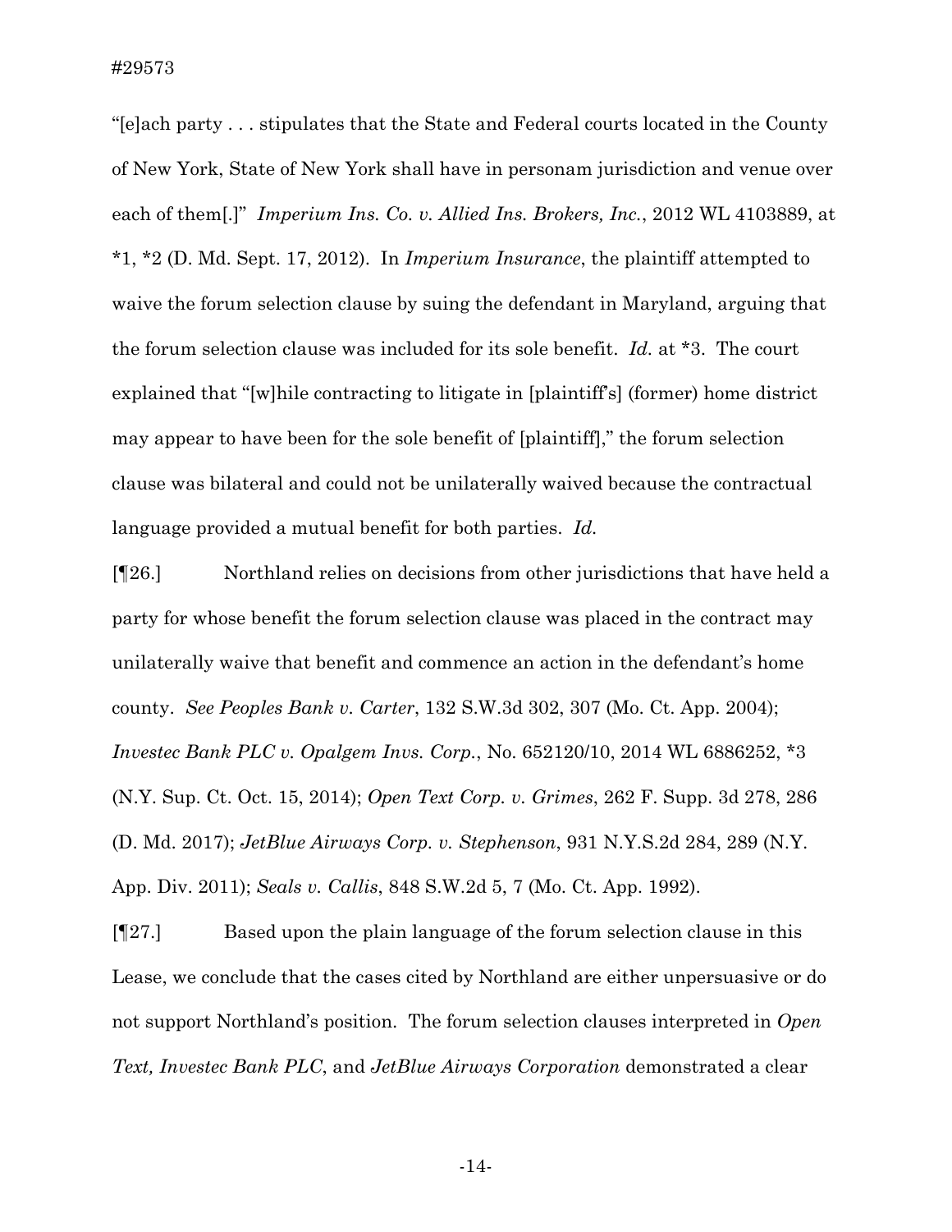"[e]ach party . . . stipulates that the State and Federal courts located in the County of New York, State of New York shall have in personam jurisdiction and venue over each of them[.]" *Imperium Ins. Co. v. Allied Ins. Brokers, Inc.*, 2012 WL 4103889, at *1, *2 (D. Md. Sept. 17, 2012). In *Imperium Insurance*, the plaintiff attempted to waive the forum selection clause by suing the defendant in Maryland, arguing that the forum selection clause was included for its sole benefit. *Id.* at *3. The court explained that "[w]hile contracting to litigate in [plaintiff's] (former) home district may appear to have been for the sole benefit of [plaintiff]," the forum selection clause was bilateral and could not be unilaterally waived because the contractual language provided a mutual benefit for both parties. *Id.*

[¶26.] Northland relies on decisions from other jurisdictions that have held a party for whose benefit the forum selection clause was placed in the contract may unilaterally waive that benefit and commence an action in the defendant's home county. *See Peoples Bank v. Carter*, 132 S.W.3d 302, 307 (Mo. Ct. App. 2004); *Investec Bank PLC v. Opalgem Invs. Corp.*, No. 652120/10, 2014 WL 6886252, *3 (N.Y. Sup. Ct. Oct. 15, 2014); *Open Text Corp. v. Grimes*, 262 F. Supp. 3d 278, 286 (D. Md. 2017); *JetBlue Airways Corp. v. Stephenson*, 931 N.Y.S.2d 284, 289 (N.Y. App. Div. 2011); *Seals v. Callis*, 848 S.W.2d 5, 7 (Mo. Ct. App. 1992).

[¶27.] Based upon the plain language of the forum selection clause in this Lease, we conclude that the cases cited by Northland are either unpersuasive or do not support Northland's position. The forum selection clauses interpreted in *Open Text, Investec Bank PLC*, and *JetBlue Airways Corporation* demonstrated a clear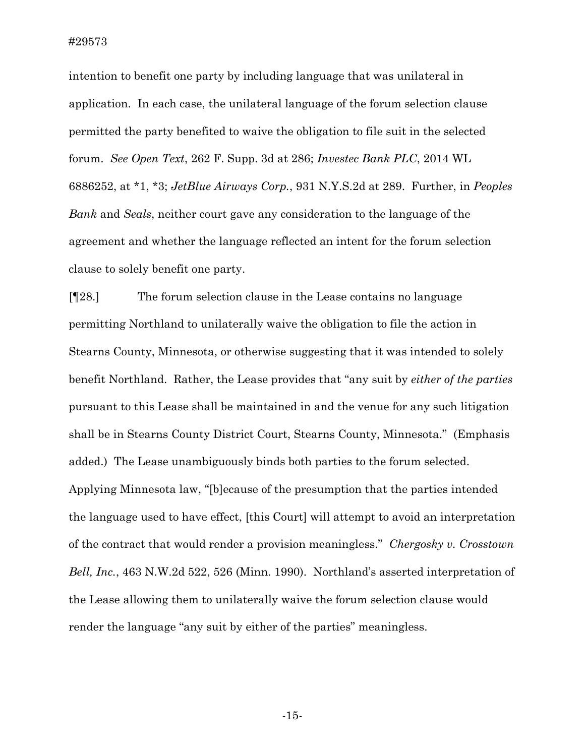intention to benefit one party by including language that was unilateral in application. In each case, the unilateral language of the forum selection clause permitted the party benefited to waive the obligation to file suit in the selected forum. *See Open Text*, 262 F. Supp. 3d at 286; *Investec Bank PLC*, 2014 WL 6886252, at *1, *3; *JetBlue Airways Corp.*, 931 N.Y.S.2d at 289. Further, in *Peoples Bank* and *Seals*, neither court gave any consideration to the language of the agreement and whether the language reflected an intent for the forum selection clause to solely benefit one party.

[¶28.] The forum selection clause in the Lease contains no language permitting Northland to unilaterally waive the obligation to file the action in Stearns County, Minnesota, or otherwise suggesting that it was intended to solely benefit Northland. Rather, the Lease provides that "any suit by *either of the parties* pursuant to this Lease shall be maintained in and the venue for any such litigation shall be in Stearns County District Court, Stearns County, Minnesota." (Emphasis added.) The Lease unambiguously binds both parties to the forum selected. Applying Minnesota law, "[b]ecause of the presumption that the parties intended the language used to have effect, [this Court] will attempt to avoid an interpretation of the contract that would render a provision meaningless." *Chergosky v. Crosstown Bell, Inc.*, 463 N.W.2d 522, 526 (Minn. 1990). Northland's asserted interpretation of the Lease allowing them to unilaterally waive the forum selection clause would render the language "any suit by either of the parties" meaningless.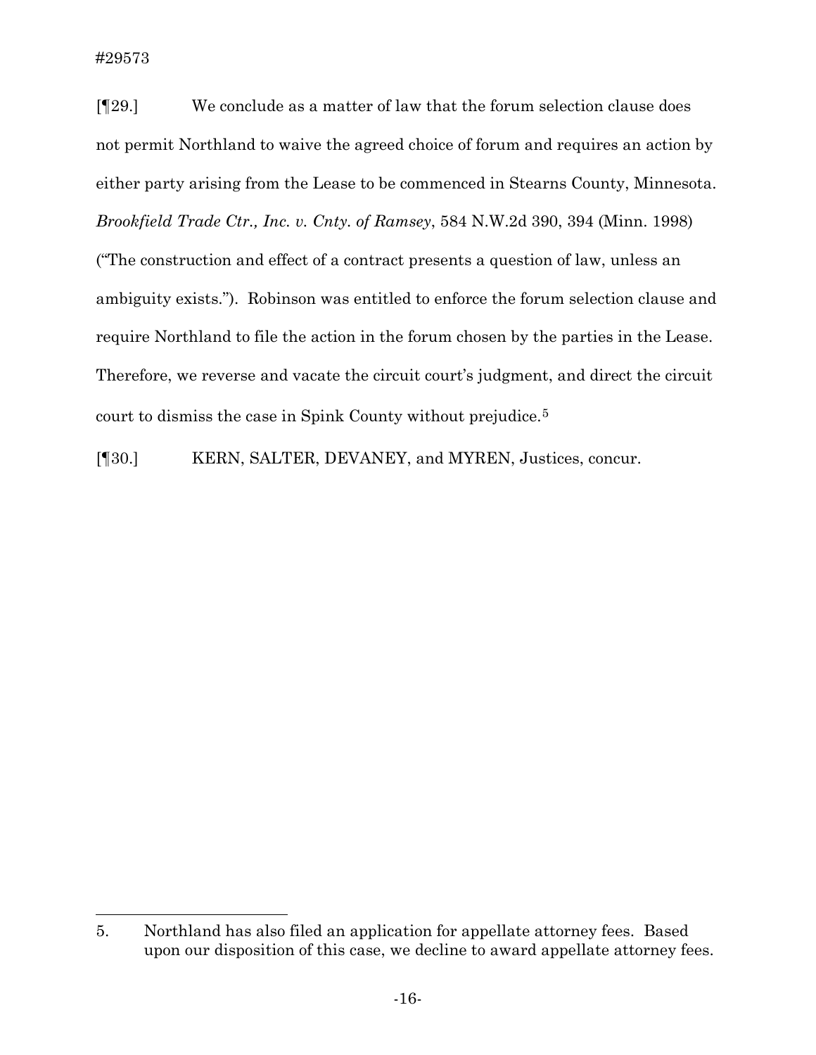[¶29.] We conclude as a matter of law that the forum selection clause does not permit Northland to waive the agreed choice of forum and requires an action by either party arising from the Lease to be commenced in Stearns County, Minnesota. *Brookfield Trade Ctr., Inc. v. Cnty. of Ramsey*, 584 N.W.2d 390, 394 (Minn. 1998) ("The construction and effect of a contract presents a question of law, unless an ambiguity exists."). Robinson was entitled to enforce the forum selection clause and require Northland to file the action in the forum chosen by the parties in the Lease. Therefore, we reverse and vacate the circuit court's judgment, and direct the circuit court to dismiss the case in Spink County without prejudice.[5]

[¶30.] KERN, SALTER, DEVANEY, and MYREN, Justices, concur.

---

5. Northland has also filed an application for appellate attorney fees. Based upon our disposition of this case, we decline to award appellate attorney fees.